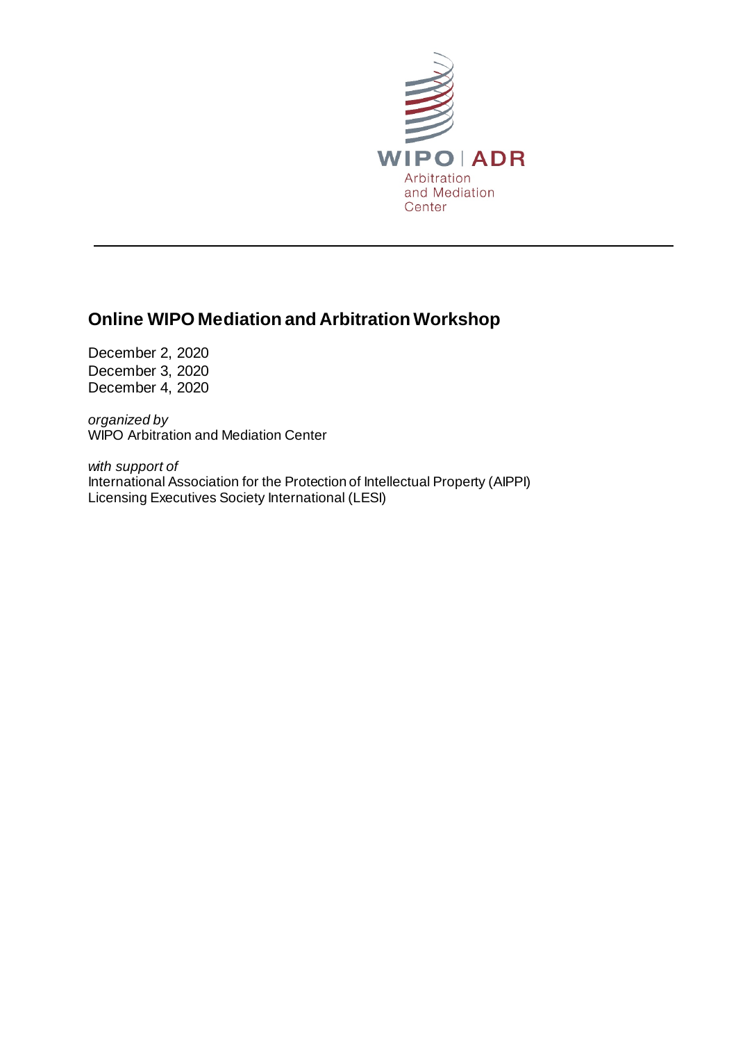WIPO | ADR
Arbitration
and Mediation
Center

---

# Online WIPO Mediation and Arbitration Workshop

December 2, 2020
December 3, 2020
December 4, 2020

*organized by*
WIPO Arbitration and Mediation Center

*with support of*
International Association for the Protection of Intellectual Property (AIPPI)
Licensing Executives Society International (LESI)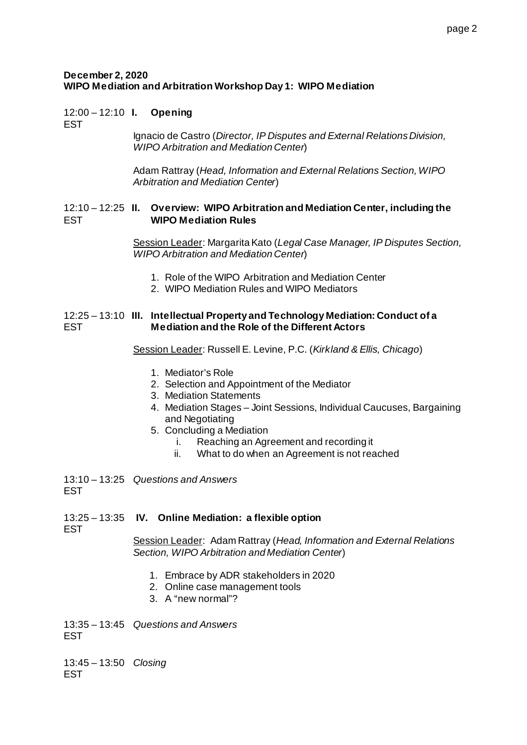**December 2, 2020**
**WIPO Mediation and Arbitration Workshop Day 1: WIPO Mediation**

12:00 – 12:10 EST **I. Opening**

Ignacio de Castro (*Director, IP Disputes and External Relations Division, WIPO Arbitration and Mediation Center*)

Adam Rattray (*Head, Information and External Relations Section, WIPO Arbitration and Mediation Center*)

12:10 – 12:25 EST **II. Overview: WIPO Arbitration and Mediation Center, including the WIPO Mediation Rules**

Session Leader: Margarita Kato (*Legal Case Manager, IP Disputes Section, WIPO Arbitration and Mediation Center*)

1. Role of the WIPO Arbitration and Mediation Center
2. WIPO Mediation Rules and WIPO Mediators

12:25 – 13:10 EST **III. Intellectual Property and Technology Mediation: Conduct of a Mediation and the Role of the Different Actors**

Session Leader: Russell E. Levine, P.C. (*Kirkland & Ellis, Chicago*)

1. Mediator's Role
2. Selection and Appointment of the Mediator
3. Mediation Statements
4. Mediation Stages – Joint Sessions, Individual Caucuses, Bargaining and Negotiating
5. Concluding a Mediation
   i. Reaching an Agreement and recording it
   ii. What to do when an Agreement is not reached

13:10 – 13:25 EST *Questions and Answers*

13:25 – 13:35 EST **IV. Online Mediation: a flexible option**

Session Leader: Adam Rattray (*Head, Information and External Relations Section, WIPO Arbitration and Mediation Center*)

1. Embrace by ADR stakeholders in 2020
2. Online case management tools
3. A "new normal"?

13:35 – 13:45 EST *Questions and Answers*

13:45 – 13:50 EST *Closing*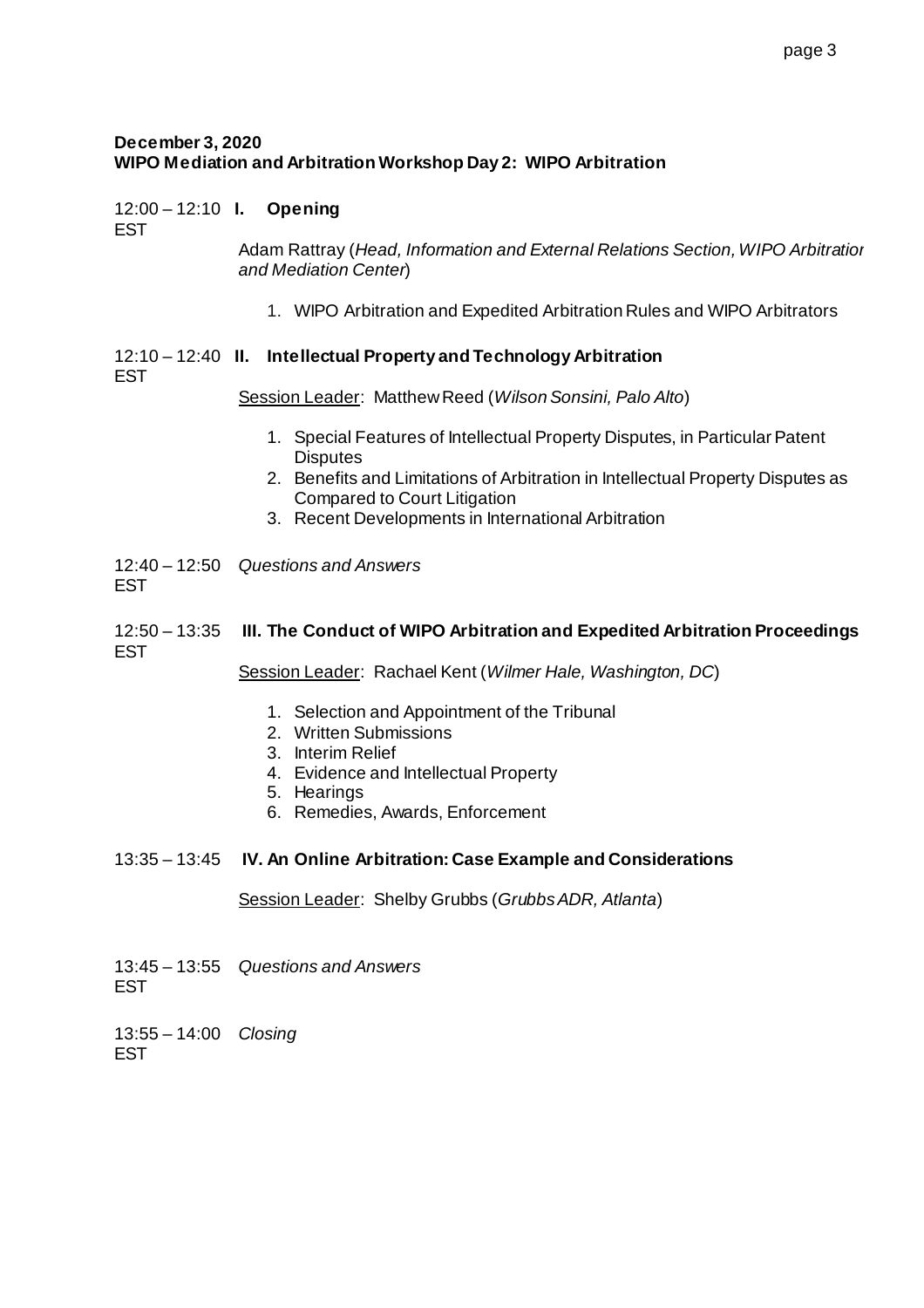**December 3, 2020**
**WIPO Mediation and Arbitration Workshop Day 2: WIPO Arbitration**

12:00 – 12:10 EST **I. Opening**

Adam Rattray (*Head, Information and External Relations Section, WIPO Arbitration and Mediation Center*)

1. WIPO Arbitration and Expedited Arbitration Rules and WIPO Arbitrators

12:10 – 12:40 EST **II. Intellectual Property and Technology Arbitration**

Session Leader: Matthew Reed (*Wilson Sonsini, Palo Alto*)

1. Special Features of Intellectual Property Disputes, in Particular Patent Disputes
2. Benefits and Limitations of Arbitration in Intellectual Property Disputes as Compared to Court Litigation
3. Recent Developments in International Arbitration

12:40 – 12:50 EST *Questions and Answers*

12:50 – 13:35 EST **III. The Conduct of WIPO Arbitration and Expedited Arbitration Proceedings**

Session Leader: Rachael Kent (*Wilmer Hale, Washington, DC*)

1. Selection and Appointment of the Tribunal
2. Written Submissions
3. Interim Relief
4. Evidence and Intellectual Property
5. Hearings
6. Remedies, Awards, Enforcement

13:35 – 13:45 **IV. An Online Arbitration: Case Example and Considerations**

Session Leader: Shelby Grubbs (*Grubbs ADR, Atlanta*)

13:45 – 13:55 EST *Questions and Answers*

13:55 – 14:00 EST *Closing*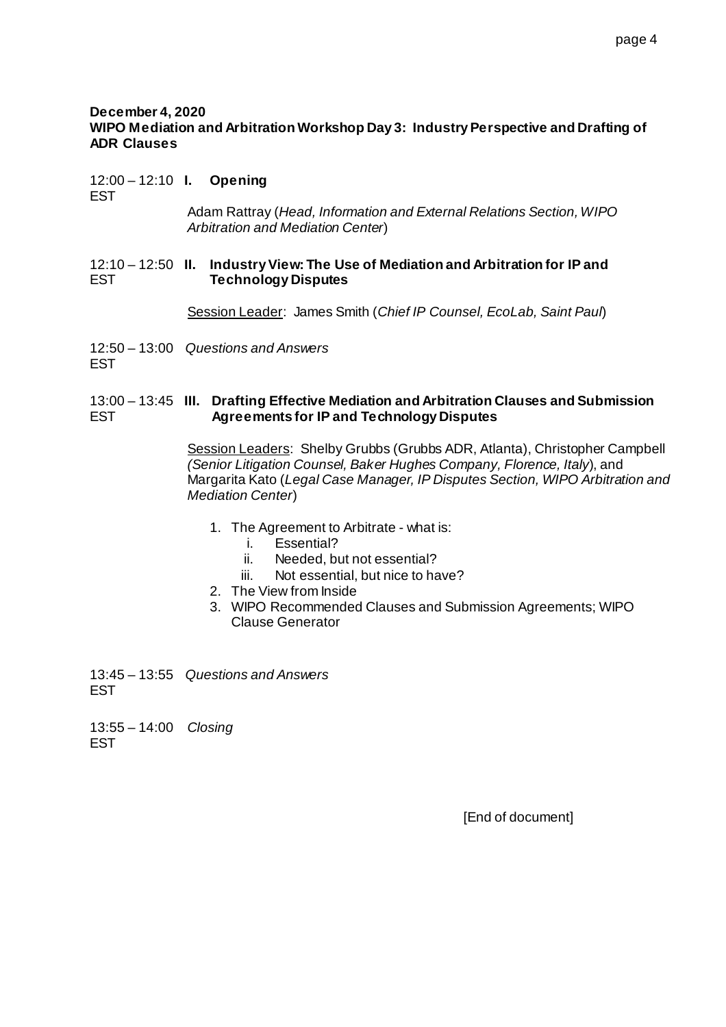**December 4, 2020**
**WIPO Mediation and Arbitration Workshop Day 3: Industry Perspective and Drafting of ADR Clauses**

12:00 – 12:10 EST **I. Opening**

Adam Rattray (*Head, Information and External Relations Section, WIPO Arbitration and Mediation Center*)

12:10 – 12:50 EST **II. Industry View: The Use of Mediation and Arbitration for IP and Technology Disputes**

Session Leader: James Smith (*Chief IP Counsel, EcoLab, Saint Paul*)

12:50 – 13:00 EST *Questions and Answers*

13:00 – 13:45 EST **III. Drafting Effective Mediation and Arbitration Clauses and Submission Agreements for IP and Technology Disputes**

Session Leaders: Shelby Grubbs (Grubbs ADR, Atlanta), Christopher Campbell (*Senior Litigation Counsel, Baker Hughes Company, Florence, Italy*), and Margarita Kato (*Legal Case Manager, IP Disputes Section, WIPO Arbitration and Mediation Center*)

1. The Agreement to Arbitrate - what is:
   i. Essential?
   ii. Needed, but not essential?
   iii. Not essential, but nice to have?
2. The View from Inside
3. WIPO Recommended Clauses and Submission Agreements; WIPO Clause Generator

13:45 – 13:55 EST *Questions and Answers*

13:55 – 14:00 EST *Closing*

[End of document]